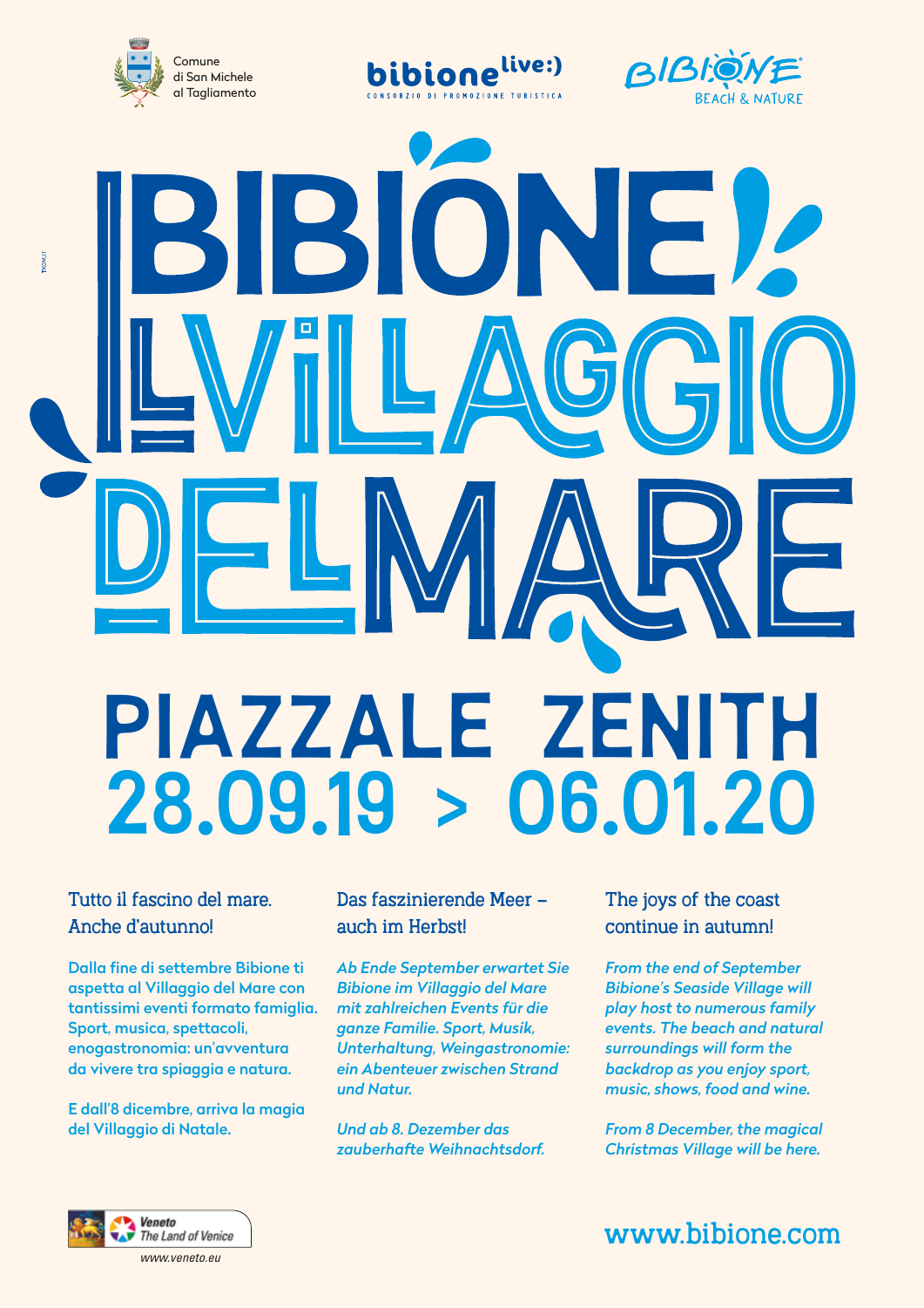Comune di San Michele al Tagliamento

bibione live:) CONSORZIO DI PROMOZIONE TURISTICA

BIBIONE BEACH & NATURE

# BIBIONE IL VILLAGGIO DEL MARE

## PIAZZALE ZENITH
## 28.09.19 > 06.01.20

Tutto il fascino del mare. Anche d'autunno!

**Dalla fine di settembre Bibione ti aspetta al Villaggio del Mare con tantissimi eventi formato famiglia. Sport, musica, spettacoli, enogastronomia: un'avventura da vivere tra spiaggia e natura.**

**E dall'8 dicembre, arriva la magia del Villaggio di Natale.**

Das faszinierende Meer – auch im Herbst!

***Ab Ende September erwartet Sie Bibione im Villaggio del Mare mit zahlreichen Events für die ganze Familie. Sport, Musik, Unterhaltung, Weingastronomie: ein Abenteuer zwischen Strand und Natur.***

***Und ab 8. Dezember das zauberhafte Weihnachtsdorf.***

The joys of the coast continue in autumn!

***From the end of September Bibione's Seaside Village will play host to numerous family events. The beach and natural surroundings will form the backdrop as you enjoy sport, music, shows, food and wine.***

***From 8 December, the magical Christmas Village will be here.***

Veneto The Land of Venice
www.veneto.eu

www.bibione.com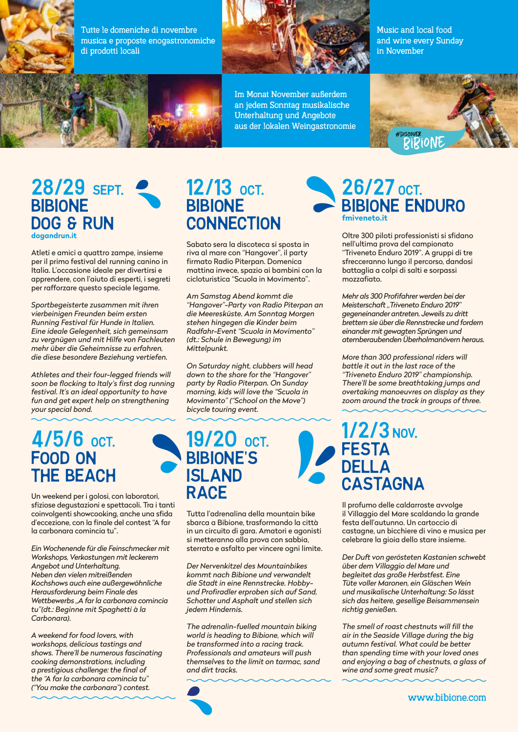Tutte le domeniche di novembre musica e proposte enogastronomiche di prodotti locali

Music and local food and wine every Sunday in November

Im Monat November außerdem an jedem Sonntag musikalische Unterhaltung und Angebote aus der lokalen Weingastronomie

#DISCOVER BIBIONE

## 28/29 SEPT. BIBIONE DOG & RUN

dogandrun.it

Atleti e amici a quattro zampe, insieme per il primo festival del running canino in Italia. L'occasione ideale per divertirsi e apprendere, con l'aiuto di esperti, i segreti per rafforzare questo speciale legame.

*Sportbegeisterte zusammen mit ihren vierbeinigen Freunden beim ersten Running Festival für Hunde in Italien. Eine ideale Gelegenheit, sich gemeinsam zu vergnügen und mit Hilfe von Fachleuten mehr über die Geheimnisse zu erfahren, die diese besondere Beziehung vertiefen.*

*Athletes and their four-legged friends will soon be flocking to Italy's first dog running festival. It's an ideal opportunity to have fun and get expert help on strengthening your special bond.*

## 4/5/6 OCT. FOOD ON THE BEACH

Un weekend per i golosi, con laboratori, sfiziose degustazioni e spettacoli. Tra i tanti coinvolgenti showcooking, anche una sfida d'eccezione, con la finale del contest "A far la carbonara comincia tu".

*Ein Wochenende für die Feinschmecker mit Workshops, Verkostungen mit leckerem Angebot und Unterhaltung.*
*Neben den vielen mitreißenden Kochshows auch eine außergewöhnliche Herausforderung beim Finale des Wettbewerbs „A far la carbonara comincia tu"(dt.: Beginne mit Spaghetti à la Carbonara).*

*A weekend for food lovers, with workshops, delicious tastings and shows. There'll be numerous fascinating cooking demonstrations, including a prestigious challenge: the final of the "A far la carbonara comincia tu" ("You make the carbonara") contest.*

## 12/13 OCT. BIBIONE CONNECTION

Sabato sera la discoteca si sposta in riva al mare con "Hangover", il party firmato Radio Piterpan. Domenica mattina invece, spazio ai bambini con la cicloturistica "Scuola in Movimento".

*Am Samstag Abend kommt die "Hangover"-Party von Radio Piterpan an die Meeresküste. Am Sonntag Morgen stehen hingegen die Kinder beim Radfahr-Event "Scuola in Movimento" (dt.: Schule in Bewegung) im Mittelpunkt.*

*On Saturday night, clubbers will head down to the shore for the "Hangover" party by Radio Piterpan. On Sunday morning, kids will love the "Scuola in Movimento" ("School on the Move") bicycle touring event.*

## 19/20 OCT. BIBIONE'S ISLAND RACE

Tutta l'adrenalina della mountain bike sbarca a Bibione, trasformando la città in un circuito di gara. Amatori e agonisti si metteranno alla prova con sabbia, sterrato e asfalto per vincere ogni limite.

*Der Nervenkitzel des Mountainbikes kommt nach Bibione und verwandelt die Stadt in eine Rennstrecke. Hobby- und Profiradler erproben sich auf Sand, Schotter und Asphalt und stellen sich jedem Hindernis.*

*The adrenalin-fuelled mountain biking world is heading to Bibione, which will be transformed into a racing track. Professionals and amateurs will push themselves to the limit on tarmac, sand and dirt tracks.*

## 26/27 OCT. BIBIONE ENDURO

fmiveneto.it

Oltre 300 piloti professionisti si sfidano nell'ultima prova del campionato "Triveneto Enduro 2019". A gruppi di tre sfrecceranno lungo il percorso, dandosi battaglia a colpi di salti e sorpassi mozzafiato.

*Mehr als 300 Profifahrer werden bei der Meisterschaft „Triveneto Enduro 2019" gegeneinander antreten. Jeweils zu dritt brettern sie über die Rennstrecke und fordern einander mit gewagten Sprüngen und atemberaubenden Überholmanövern heraus.*

*More than 300 professional riders will battle it out in the last race of the "Triveneto Enduro 2019" championship. There'll be some breathtaking jumps and overtaking manoeuvres on display as they zoom around the track in groups of three.*

## 1/2/3 NOV. FESTA DELLA CASTAGNA

Il profumo delle caldarroste avvolge il Villaggio del Mare scaldando la grande festa dell'autunno. Un cartoccio di castagne, un bicchiere di vino e musica per celebrare la gioia dello stare insieme.

*Der Duft von gerösteten Kastanien schwebt über dem Villaggio del Mare und begleitet das große Herbstfest. Eine Tüte voller Maronen, ein Gläschen Wein und musikalische Unterhaltung: So lässt sich das heitere, gesellige Beisammensein richtig genießen.*

*The smell of roast chestnuts will fill the air in the Seaside Village during the big autumn festival. What could be better than spending time with your loved ones and enjoying a bag of chestnuts, a glass of wine and some great music?*

www.bibione.com